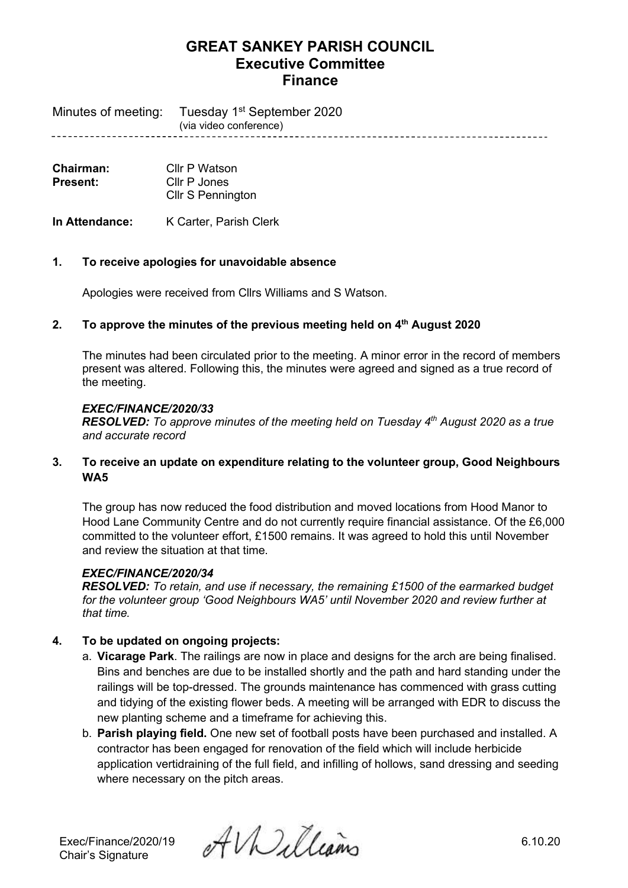# GREAT SANKEY PARISH COUNCIL
## Executive Committee
## Finance

Minutes of meeting: Tuesday 1st September 2020
(via video conference)

---

**Chairman:** Cllr P Watson
**Present:** Cllr P Jones
Cllr S Pennington

**In Attendance:** K Carter, Parish Clerk

### 1. To receive apologies for unavoidable absence

Apologies were received from Cllrs Williams and S Watson.

### 2. To approve the minutes of the previous meeting held on 4th August 2020

The minutes had been circulated prior to the meeting. A minor error in the record of members present was altered. Following this, the minutes were agreed and signed as a true record of the meeting.

***EXEC/FINANCE/2020/33***
***RESOLVED:*** *To approve minutes of the meeting held on Tuesday 4th August 2020 as a true and accurate record*

### 3. To receive an update on expenditure relating to the volunteer group, Good Neighbours WA5

The group has now reduced the food distribution and moved locations from Hood Manor to Hood Lane Community Centre and do not currently require financial assistance. Of the £6,000 committed to the volunteer effort, £1500 remains. It was agreed to hold this until November and review the situation at that time.

***EXEC/FINANCE/2020/34***
***RESOLVED:*** *To retain, and use if necessary, the remaining £1500 of the earmarked budget for the volunteer group 'Good Neighbours WA5' until November 2020 and review further at that time.*

### 4. To be updated on ongoing projects:

a. **Vicarage Park**. The railings are now in place and designs for the arch are being finalised. Bins and benches are due to be installed shortly and the path and hard standing under the railings will be top-dressed. The grounds maintenance has commenced with grass cutting and tidying of the existing flower beds. A meeting will be arranged with EDR to discuss the new planting scheme and a timeframe for achieving this.

b. **Parish playing field.** One new set of football posts have been purchased and installed. A contractor has been engaged for renovation of the field which will include herbicide application vertidraining of the full field, and infilling of hollows, sand dressing and seeding where necessary on the pitch areas.

Exec/Finance/2020/19
Chair's Signature A Williams 6.10.20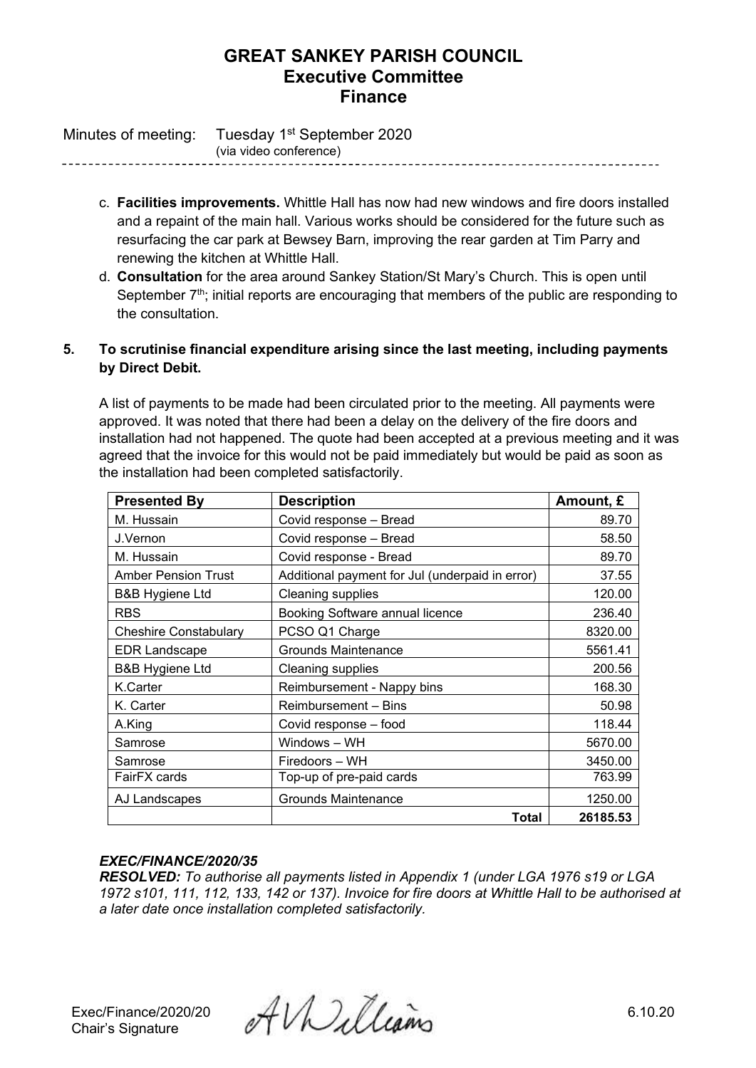# GREAT SANKEY PARISH COUNCIL
## Executive Committee
## Finance

Minutes of meeting: Tuesday 1st September 2020
(via video conference)

c. **Facilities improvements.** Whittle Hall has now had new windows and fire doors installed and a repaint of the main hall. Various works should be considered for the future such as resurfacing the car park at Bewsey Barn, improving the rear garden at Tim Parry and renewing the kitchen at Whittle Hall.

d. **Consultation** for the area around Sankey Station/St Mary's Church. This is open until September 7th; initial reports are encouraging that members of the public are responding to the consultation.

**5. To scrutinise financial expenditure arising since the last meeting, including payments by Direct Debit.**

A list of payments to be made had been circulated prior to the meeting. All payments were approved. It was noted that there had been a delay on the delivery of the fire doors and installation had not happened. The quote had been accepted at a previous meeting and it was agreed that the invoice for this would not be paid immediately but would be paid as soon as the installation had been completed satisfactorily.

| Presented By | Description | Amount, £ |
|---|---|---|
| M. Hussain | Covid response – Bread | 89.70 |
| J.Vernon | Covid response – Bread | 58.50 |
| M. Hussain | Covid response - Bread | 89.70 |
| Amber Pension Trust | Additional payment for Jul (underpaid in error) | 37.55 |
| B&B Hygiene Ltd | Cleaning supplies | 120.00 |
| RBS | Booking Software annual licence | 236.40 |
| Cheshire Constabulary | PCSO Q1 Charge | 8320.00 |
| EDR Landscape | Grounds Maintenance | 5561.41 |
| B&B Hygiene Ltd | Cleaning supplies | 200.56 |
| K.Carter | Reimbursement - Nappy bins | 168.30 |
| K. Carter | Reimbursement – Bins | 50.98 |
| A.King | Covid response – food | 118.44 |
| Samrose | Windows – WH | 5670.00 |
| Samrose | Firedoors – WH | 3450.00 |
| FairFX cards | Top-up of pre-paid cards | 763.99 |
| AJ Landscapes | Grounds Maintenance | 1250.00 |
| | **Total** | **26185.53** |

***EXEC/FINANCE/2020/35***

***RESOLVED:*** *To authorise all payments listed in Appendix 1 (under LGA 1976 s19 or LGA 1972 s101, 111, 112, 133, 142 or 137). Invoice for fire doors at Whittle Hall to be authorised at a later date once installation completed satisfactorily.*

Exec/Finance/2020/20
Chair's Signature A V Williams 6.10.20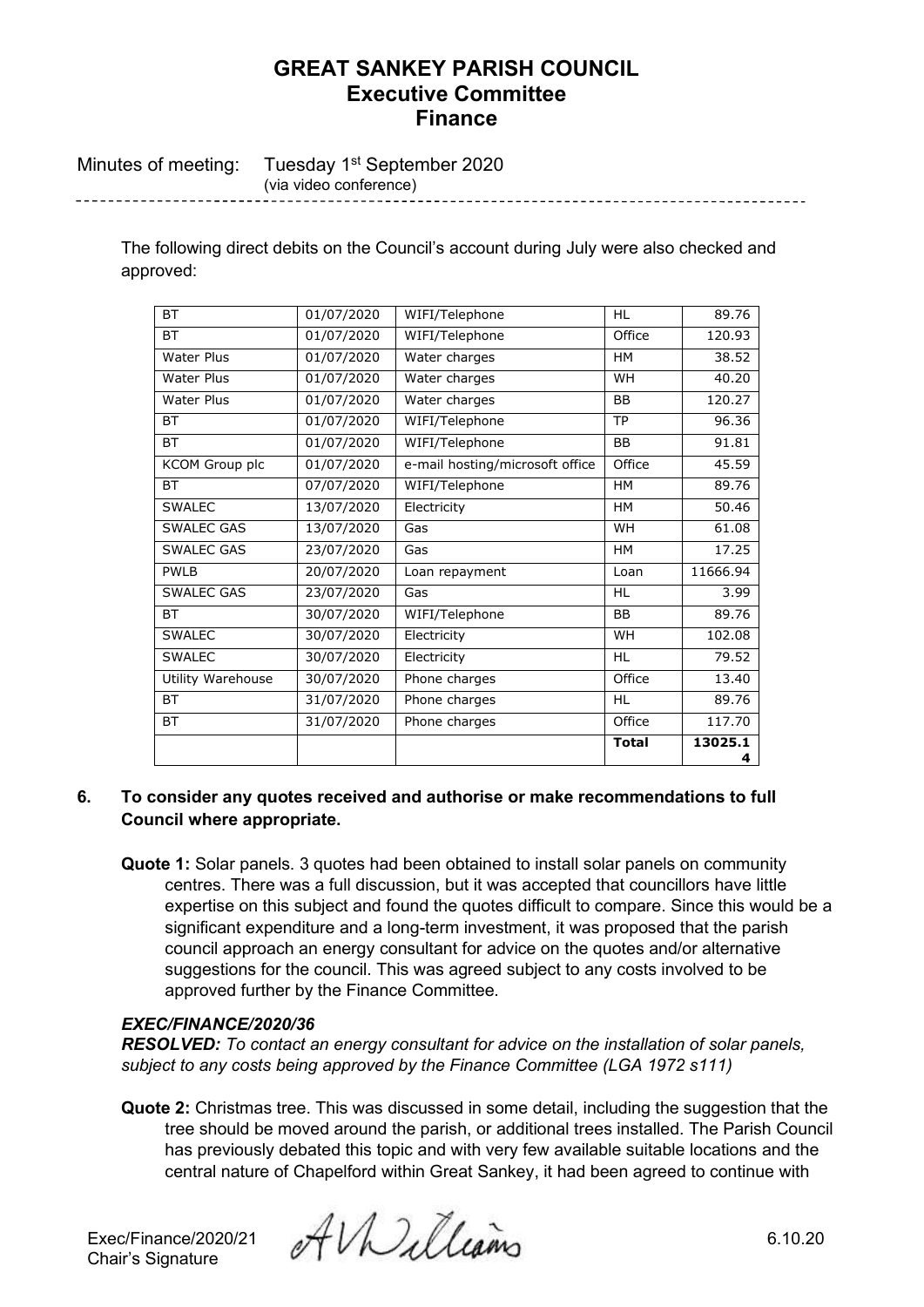The following direct debits on the Council's account during July were also checked and approved:

| | | | | |
|---|---|---|---|---|
| BT | 01/07/2020 | WIFI/Telephone | HL | 89.76 |
| BT | 01/07/2020 | WIFI/Telephone | Office | 120.93 |
| Water Plus | 01/07/2020 | Water charges | HM | 38.52 |
| Water Plus | 01/07/2020 | Water charges | WH | 40.20 |
| Water Plus | 01/07/2020 | Water charges | BB | 120.27 |
| BT | 01/07/2020 | WIFI/Telephone | TP | 96.36 |
| BT | 01/07/2020 | WIFI/Telephone | BB | 91.81 |
| KCOM Group plc | 01/07/2020 | e-mail hosting/microsoft office | Office | 45.59 |
| BT | 07/07/2020 | WIFI/Telephone | HM | 89.76 |
| SWALEC | 13/07/2020 | Electricity | HM | 50.46 |
| SWALEC GAS | 13/07/2020 | Gas | WH | 61.08 |
| SWALEC GAS | 23/07/2020 | Gas | HM | 17.25 |
| PWLB | 20/07/2020 | Loan repayment | Loan | 11666.94 |
| SWALEC GAS | 23/07/2020 | Gas | HL | 3.99 |
| BT | 30/07/2020 | WIFI/Telephone | BB | 89.76 |
| SWALEC | 30/07/2020 | Electricity | WH | 102.08 |
| SWALEC | 30/07/2020 | Electricity | HL | 79.52 |
| Utility Warehouse | 30/07/2020 | Phone charges | Office | 13.40 |
| BT | 31/07/2020 | Phone charges | HL | 89.76 |
| BT | 31/07/2020 | Phone charges | Office | 117.70 |
| | | | **Total** | **13025.14** |

**6. To consider any quotes received and authorise or make recommendations to full Council where appropriate.**

**Quote 1:** Solar panels. 3 quotes had been obtained to install solar panels on community centres. There was a full discussion, but it was accepted that councillors have little expertise on this subject and found the quotes difficult to compare. Since this would be a significant expenditure and a long-term investment, it was proposed that the parish council approach an energy consultant for advice on the quotes and/or alternative suggestions for the council. This was agreed subject to any costs involved to be approved further by the Finance Committee.

***EXEC/FINANCE/2020/36***

***RESOLVED:*** *To contact an energy consultant for advice on the installation of solar panels, subject to any costs being approved by the Finance Committee (LGA 1972 s111)*

**Quote 2:** Christmas tree. This was discussed in some detail, including the suggestion that the tree should be moved around the parish, or additional trees installed. The Parish Council has previously debated this topic and with very few available suitable locations and the central nature of Chapelford within Great Sankey, it had been agreed to continue with

Exec/Finance/2020/21 Chair's Signature — A W Williams — 6.10.20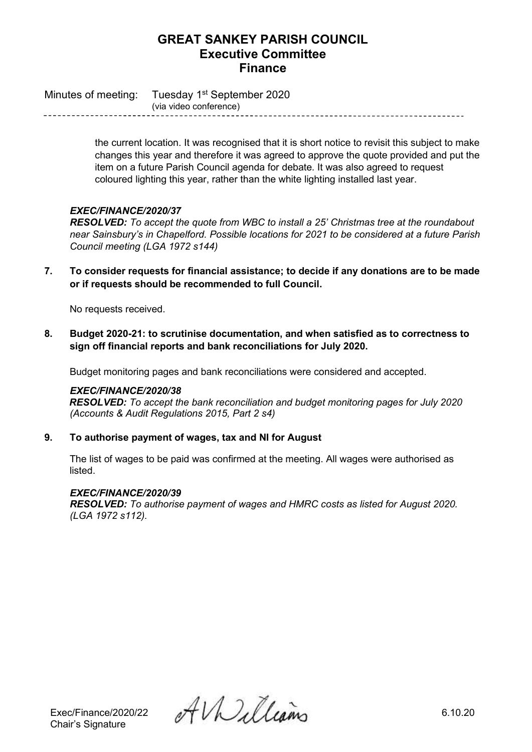the current location. It was recognised that it is short notice to revisit this subject to make changes this year and therefore it was agreed to approve the quote provided and put the item on a future Parish Council agenda for debate. It was also agreed to request coloured lighting this year, rather than the white lighting installed last year.

***EXEC/FINANCE/2020/37***
***RESOLVED:*** *To accept the quote from WBC to install a 25' Christmas tree at the roundabout near Sainsbury's in Chapelford. Possible locations for 2021 to be considered at a future Parish Council meeting (LGA 1972 s144)*

**7. To consider requests for financial assistance; to decide if any donations are to be made or if requests should be recommended to full Council.**

No requests received.

**8. Budget 2020-21: to scrutinise documentation, and when satisfied as to correctness to sign off financial reports and bank reconciliations for July 2020.**

Budget monitoring pages and bank reconciliations were considered and accepted.

***EXEC/FINANCE/2020/38***
***RESOLVED:*** *To accept the bank reconciliation and budget monitoring pages for July 2020 (Accounts & Audit Regulations 2015, Part 2 s4)*

**9. To authorise payment of wages, tax and NI for August**

The list of wages to be paid was confirmed at the meeting. All wages were authorised as listed.

***EXEC/FINANCE/2020/39***
***RESOLVED:*** *To authorise payment of wages and HMRC costs as listed for August 2020. (LGA 1972 s112).*

Exec/Finance/2020/22
Chair's Signature A V Williams 6.10.20